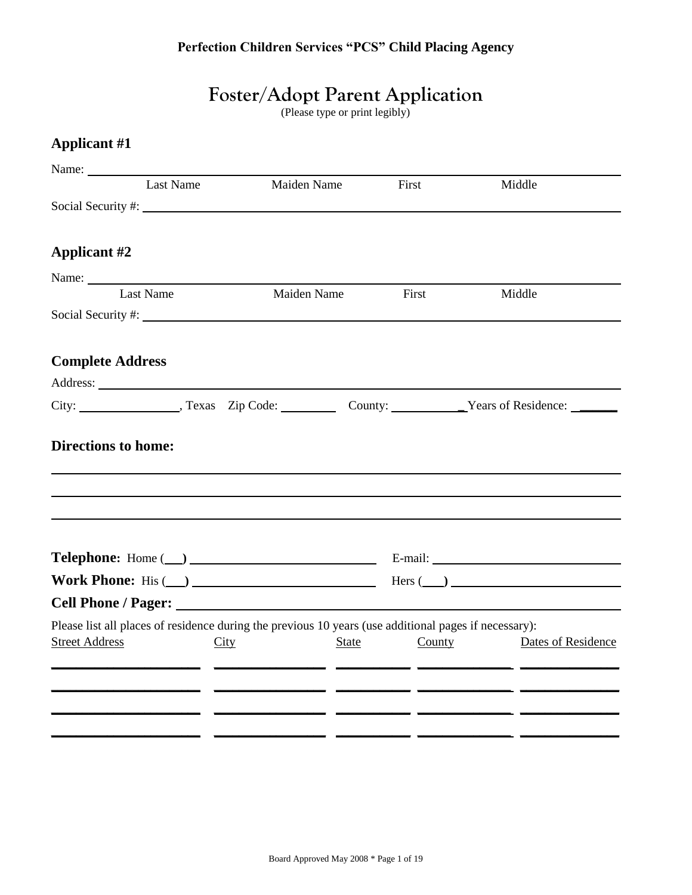**Perfection Children Services "PCS" Child Placing Agency**

# Foster/Adopt Parent Application

(Please type or print legibly)

## Applicant #1

Name: ______________________________________________________________

Last Name  Maiden Name  First  Middle

Social Security #: ______________________________________________________

## Applicant #2

Name: ______________________________________________________________

Last Name  Maiden Name  First  Middle

Social Security #: ______________________________________________________

## Complete Address

Address: ____________________________________________________________

City: ______________, Texas  Zip Code: ________  County: __________ Years of Residence: ______

## Directions to home:

____________________________________________________________________

____________________________________________________________________

____________________________________________________________________

**Telephone:** Home (___) ________________________  E-mail: ________________________

**Work Phone:** His (___) ________________________  Hers (___) ________________________

**Cell Phone / Pager:** ________________________________________________

Please list all places of residence during the previous 10 years (use additional pages if necessary):

| Street Address | City | State | County | Dates of Residence |
|---|---|---|---|---|
| | | | | |
| | | | | |
| | | | | |
| | | | | |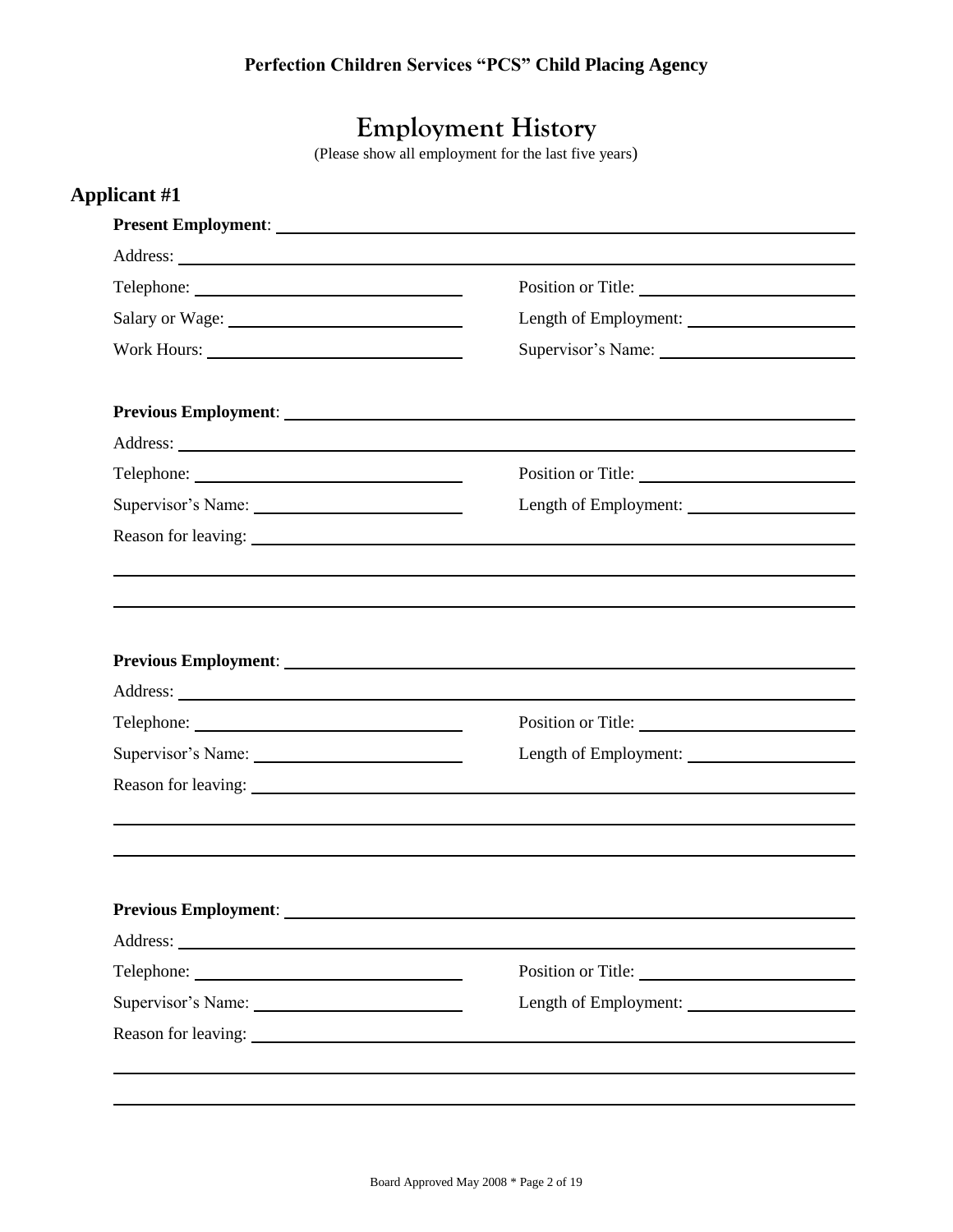**Perfection Children Services "PCS" Child Placing Agency**

# Employment History

(Please show all employment for the last five years)

## Applicant #1

**Present Employment**: ______________________________

Address: ______________________________

Telephone: ______________ Position or Title: ______________

Salary or Wage: ______________ Length of Employment: ______________

Work Hours: ______________ Supervisor's Name: ______________

**Previous Employment**: ______________________________

Address: ______________________________

Telephone: ______________ Position or Title: ______________

Supervisor's Name: ______________ Length of Employment: ______________

Reason for leaving: ______________________________

______________________________

______________________________

**Previous Employment**: ______________________________

Address: ______________________________

Telephone: ______________ Position or Title: ______________

Supervisor's Name: ______________ Length of Employment: ______________

Reason for leaving: ______________________________

______________________________

______________________________

**Previous Employment**: ______________________________

Address: ______________________________

Telephone: ______________ Position or Title: ______________

Supervisor's Name: ______________ Length of Employment: ______________

Reason for leaving: ______________________________

______________________________

______________________________

Board Approved May 2008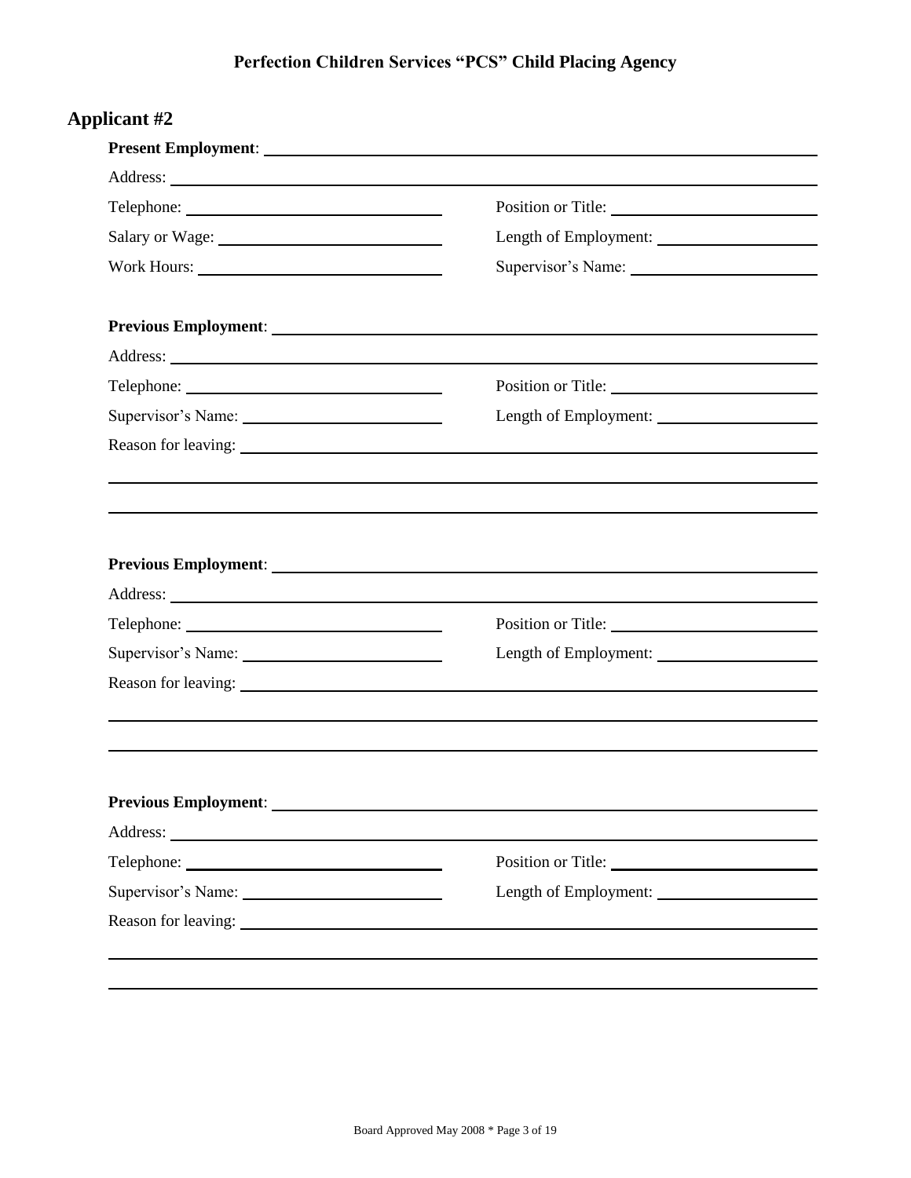**Perfection Children Services "PCS" Child Placing Agency**

## Applicant #2

**Present Employment**: ______________________________

Address: ______________________________

Telephone: ______________________ Position or Title: ______________________

Salary or Wage: ______________________ Length of Employment: ______________________

Work Hours: ______________________ Supervisor's Name: ______________________

**Previous Employment**: ______________________________

Address: ______________________________

Telephone: ______________________ Position or Title: ______________________

Supervisor's Name: ______________________ Length of Employment: ______________________

Reason for leaving: ______________________________

______________________________

______________________________

**Previous Employment**: ______________________________

Address: ______________________________

Telephone: ______________________ Position or Title: ______________________

Supervisor's Name: ______________________ Length of Employment: ______________________

Reason for leaving: ______________________________

______________________________

______________________________

**Previous Employment**: ______________________________

Address: ______________________________

Telephone: ______________________ Position or Title: ______________________

Supervisor's Name: ______________________ Length of Employment: ______________________

Reason for leaving: ______________________________

______________________________

______________________________

Board Approved May 2008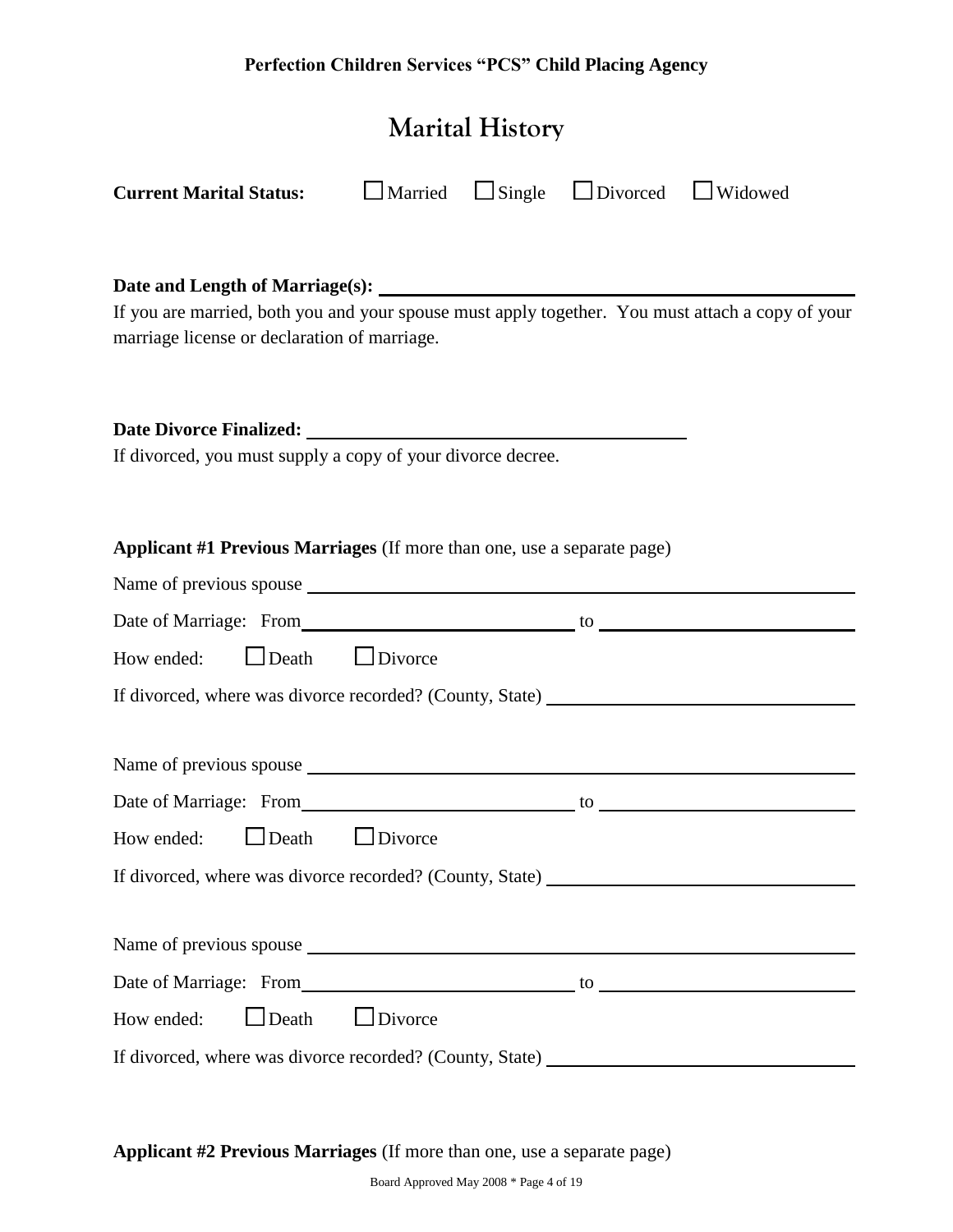# Marital History

**Current Marital Status:** ☐ Married ☐ Single ☐ Divorced ☐ Widowed

**Date and Length of Marriage(s):** ______________________________

If you are married, both you and your spouse must apply together. You must attach a copy of your marriage license or declaration of marriage.

**Date Divorce Finalized:** ______________________________

If divorced, you must supply a copy of your divorce decree.

**Applicant #1 Previous Marriages** (If more than one, use a separate page)

Name of previous spouse ______________________________

Date of Marriage: From ______________________________ to ______________________________

How ended: ☐ Death ☐ Divorce

If divorced, where was divorce recorded? (County, State) ______________________________

Name of previous spouse ______________________________

Date of Marriage: From ______________________________ to ______________________________

How ended: ☐ Death ☐ Divorce

If divorced, where was divorce recorded? (County, State) ______________________________

Name of previous spouse ______________________________

Date of Marriage: From ______________________________ to ______________________________

How ended: ☐ Death ☐ Divorce

If divorced, where was divorce recorded? (County, State) ______________________________

**Applicant #2 Previous Marriages** (If more than one, use a separate page)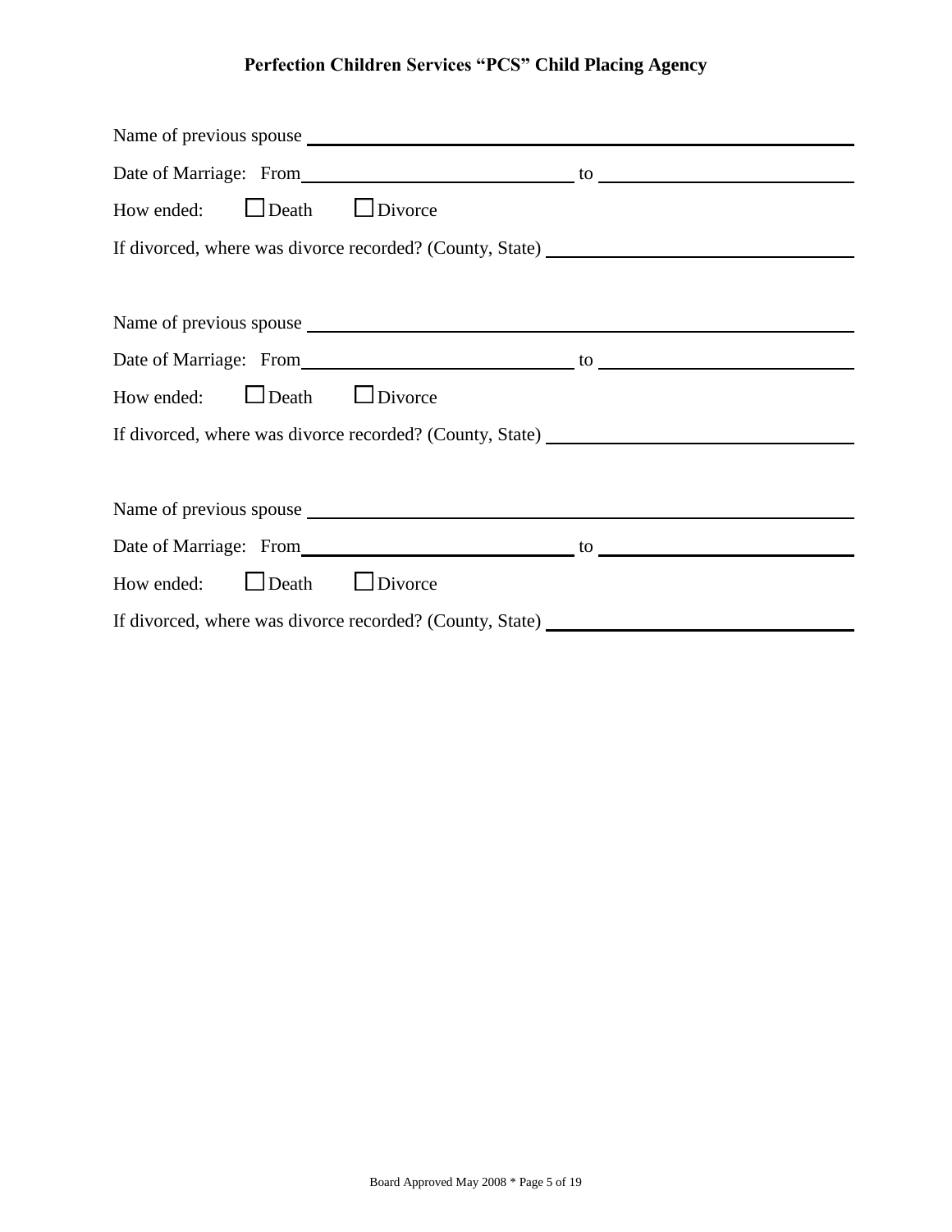Name of previous spouse \_\_\_\_\_\_\_\_\_\_\_\_\_\_\_\_\_\_\_\_\_\_\_\_\_\_\_\_\_\_\_\_\_\_\_\_\_\_\_\_

Date of Marriage: From\_\_\_\_\_\_\_\_\_\_\_\_\_\_\_\_\_\_\_\_\_\_\_\_ to \_\_\_\_\_\_\_\_\_\_\_\_\_\_\_\_\_\_\_\_\_\_\_\_

How ended: ☐ Death ☐ Divorce

If divorced, where was divorce recorded? (County, State) \_\_\_\_\_\_\_\_\_\_\_\_\_\_\_\_\_\_\_\_\_\_\_\_\_\_\_\_

Name of previous spouse \_\_\_\_\_\_\_\_\_\_\_\_\_\_\_\_\_\_\_\_\_\_\_\_\_\_\_\_\_\_\_\_\_\_\_\_\_\_\_\_

Date of Marriage: From\_\_\_\_\_\_\_\_\_\_\_\_\_\_\_\_\_\_\_\_\_\_\_\_ to \_\_\_\_\_\_\_\_\_\_\_\_\_\_\_\_\_\_\_\_\_\_\_\_

How ended: ☐ Death ☐ Divorce

If divorced, where was divorce recorded? (County, State) \_\_\_\_\_\_\_\_\_\_\_\_\_\_\_\_\_\_\_\_\_\_\_\_\_\_\_\_

Name of previous spouse \_\_\_\_\_\_\_\_\_\_\_\_\_\_\_\_\_\_\_\_\_\_\_\_\_\_\_\_\_\_\_\_\_\_\_\_\_\_\_\_

Date of Marriage: From\_\_\_\_\_\_\_\_\_\_\_\_\_\_\_\_\_\_\_\_\_\_\_\_ to \_\_\_\_\_\_\_\_\_\_\_\_\_\_\_\_\_\_\_\_\_\_\_\_

How ended: ☐ Death ☐ Divorce

If divorced, where was divorce recorded? (County, State) \_\_\_\_\_\_\_\_\_\_\_\_\_\_\_\_\_\_\_\_\_\_\_\_\_\_\_\_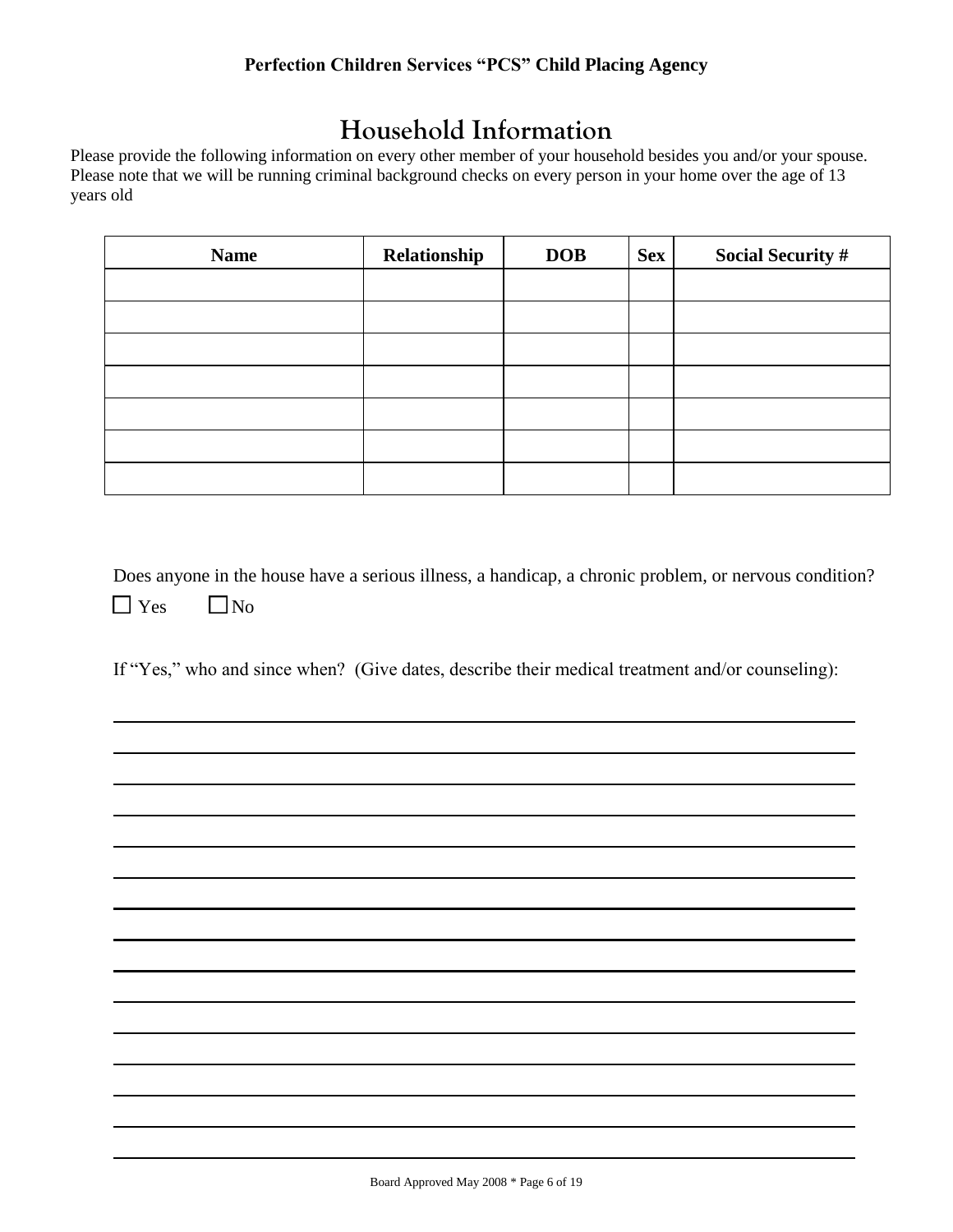**Perfection Children Services "PCS" Child Placing Agency**

# Household Information

Please provide the following information on every other member of your household besides you and/or your spouse. Please note that we will be running criminal background checks on every person in your home over the age of 13 years old

| Name | Relationship | DOB | Sex | Social Security # |
|---|---|---|---|---|
| | | | | |
| | | | | |
| | | | | |
| | | | | |
| | | | | |
| | | | | |
| | | | | |

Does anyone in the house have a serious illness, a handicap, a chronic problem, or nervous condition?

☐ Yes ☐ No

If "Yes," who and since when? (Give dates, describe their medical treatment and/or counseling):

_______________________________________________________________________________

_______________________________________________________________________________

_______________________________________________________________________________

_______________________________________________________________________________

_______________________________________________________________________________

_______________________________________________________________________________

_______________________________________________________________________________

_______________________________________________________________________________

_______________________________________________________________________________

_______________________________________________________________________________

_______________________________________________________________________________

_______________________________________________________________________________

_______________________________________________________________________________

_______________________________________________________________________________

_______________________________________________________________________________

Board Approved May 2008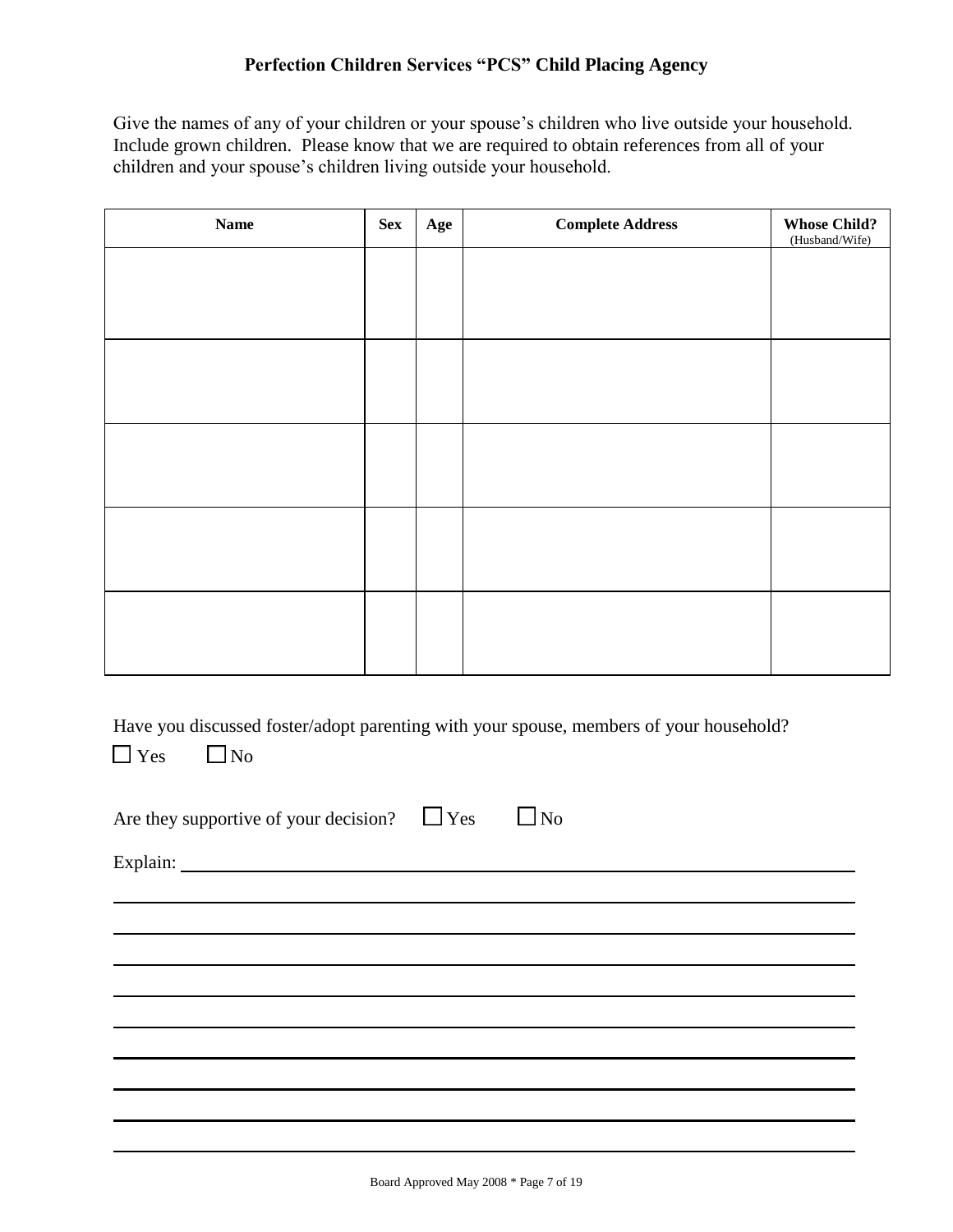**Perfection Children Services "PCS" Child Placing Agency**

Give the names of any of your children or your spouse's children who live outside your household. Include grown children. Please know that we are required to obtain references from all of your children and your spouse's children living outside your household.

| Name | Sex | Age | Complete Address | Whose Child? (Husband/Wife) |
|---|---|---|---|---|
| | | | | |
| | | | | |
| | | | | |
| | | | | |
| | | | | |

Have you discussed foster/adopt parenting with your spouse, members of your household?

☐ Yes ☐ No

Are they supportive of your decision? ☐ Yes ☐ No

Explain: \_\_\_\_\_\_\_\_\_\_\_\_\_\_\_\_\_\_\_\_\_\_\_\_\_\_\_\_\_\_\_\_\_\_\_\_\_\_\_\_\_\_\_\_\_\_\_\_\_\_\_\_\_\_\_\_\_\_\_\_\_\_\_\_\_\_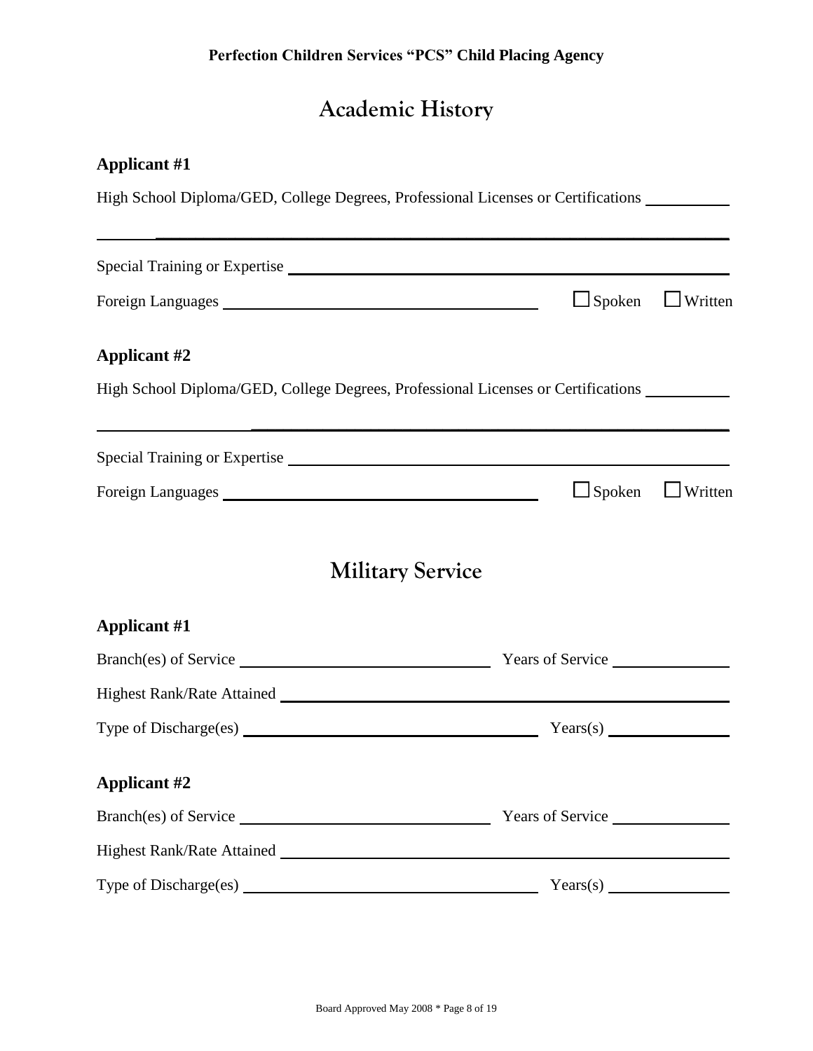# Academic History

**Applicant #1**

High School Diploma/GED, College Degrees, Professional Licenses or Certifications \_\_\_\_\_\_\_\_\_\_

\_\_\_\_\_\_\_\_\_\_\_\_\_\_\_\_\_\_\_\_\_\_\_\_\_\_\_\_\_\_\_\_\_\_\_\_\_\_\_\_\_\_\_\_\_\_\_\_\_\_\_\_\_\_\_\_\_\_\_\_\_\_\_\_\_\_\_\_\_\_\_\_\_\_\_\_

Special Training or Expertise \_\_\_\_\_\_\_\_\_\_\_\_\_\_\_\_\_\_\_\_\_\_\_\_\_\_\_\_\_\_\_\_\_\_\_\_\_\_\_\_\_\_\_\_\_\_\_\_\_\_\_\_

Foreign Languages \_\_\_\_\_\_\_\_\_\_\_\_\_\_\_\_\_\_\_\_\_\_\_\_\_\_\_\_\_\_\_\_\_\_\_\_\_\_\_\_ ☐ Spoken ☐ Written

**Applicant #2**

High School Diploma/GED, College Degrees, Professional Licenses or Certifications \_\_\_\_\_\_\_\_\_\_

\_\_\_\_\_\_\_\_\_\_\_\_\_\_\_\_\_\_\_\_\_\_\_\_\_\_\_\_\_\_\_\_\_\_\_\_\_\_\_\_\_\_\_\_\_\_\_\_\_\_\_\_\_\_\_\_\_\_\_\_\_\_\_\_\_\_\_\_\_\_\_\_\_\_\_\_

Special Training or Expertise \_\_\_\_\_\_\_\_\_\_\_\_\_\_\_\_\_\_\_\_\_\_\_\_\_\_\_\_\_\_\_\_\_\_\_\_\_\_\_\_\_\_\_\_\_\_\_\_\_\_\_\_

Foreign Languages \_\_\_\_\_\_\_\_\_\_\_\_\_\_\_\_\_\_\_\_\_\_\_\_\_\_\_\_\_\_\_\_\_\_\_\_\_\_\_\_ ☐ Spoken ☐ Written

# Military Service

**Applicant #1**

Branch(es) of Service \_\_\_\_\_\_\_\_\_\_\_\_\_\_\_\_\_\_\_\_\_\_\_\_\_\_\_\_\_\_ Years of Service \_\_\_\_\_\_\_\_\_\_\_\_\_\_

Highest Rank/Rate Attained \_\_\_\_\_\_\_\_\_\_\_\_\_\_\_\_\_\_\_\_\_\_\_\_\_\_\_\_\_\_\_\_\_\_\_\_\_\_\_\_\_\_\_\_\_\_\_\_\_\_\_\_

Type of Discharge(es) \_\_\_\_\_\_\_\_\_\_\_\_\_\_\_\_\_\_\_\_\_\_\_\_\_\_\_\_\_\_\_\_\_\_\_\_ Years(s) \_\_\_\_\_\_\_\_\_\_\_\_\_\_

**Applicant #2**

Branch(es) of Service \_\_\_\_\_\_\_\_\_\_\_\_\_\_\_\_\_\_\_\_\_\_\_\_\_\_\_\_\_\_ Years of Service \_\_\_\_\_\_\_\_\_\_\_\_\_\_

Highest Rank/Rate Attained \_\_\_\_\_\_\_\_\_\_\_\_\_\_\_\_\_\_\_\_\_\_\_\_\_\_\_\_\_\_\_\_\_\_\_\_\_\_\_\_\_\_\_\_\_\_\_\_\_\_\_\_

Type of Discharge(es) \_\_\_\_\_\_\_\_\_\_\_\_\_\_\_\_\_\_\_\_\_\_\_\_\_\_\_\_\_\_\_\_\_\_\_\_ Years(s) \_\_\_\_\_\_\_\_\_\_\_\_\_\_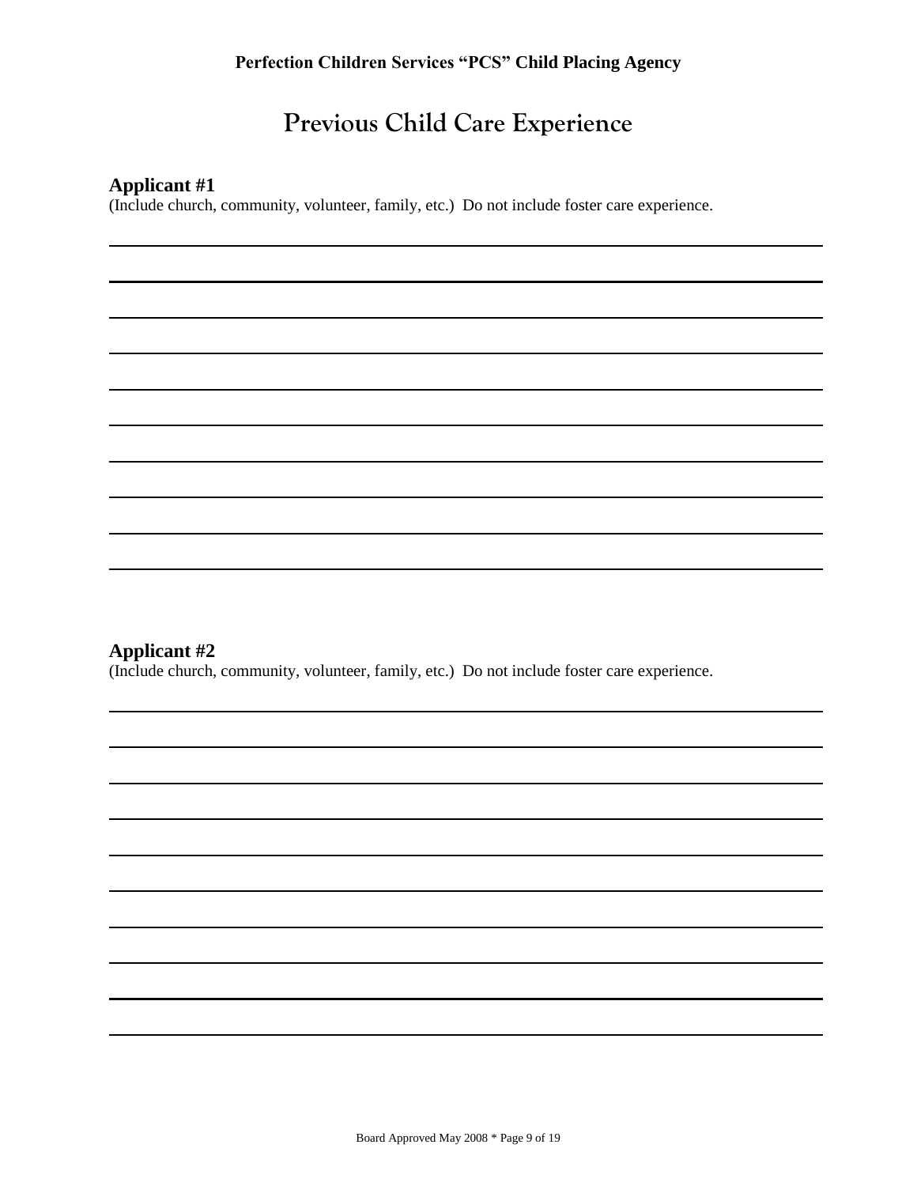# Previous Child Care Experience

**Applicant #1**
(Include church, community, volunteer, family, etc.) Do not include foster care experience.

______________________________________________________________________________

______________________________________________________________________________

______________________________________________________________________________

______________________________________________________________________________

______________________________________________________________________________

______________________________________________________________________________

______________________________________________________________________________

______________________________________________________________________________

______________________________________________________________________________

______________________________________________________________________________

**Applicant #2**
(Include church, community, volunteer, family, etc.) Do not include foster care experience.

______________________________________________________________________________

______________________________________________________________________________

______________________________________________________________________________

______________________________________________________________________________

______________________________________________________________________________

______________________________________________________________________________

______________________________________________________________________________

______________________________________________________________________________

______________________________________________________________________________

______________________________________________________________________________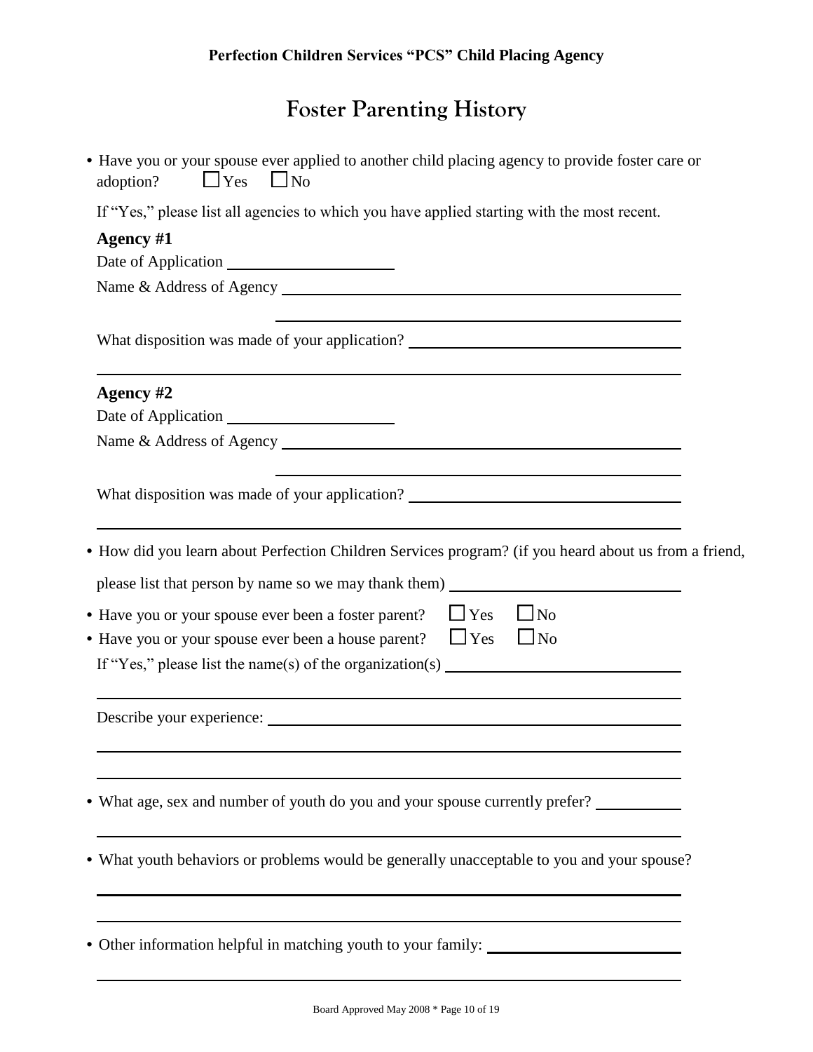**Perfection Children Services "PCS" Child Placing Agency**

# Foster Parenting History

- Have you or your spouse ever applied to another child placing agency to provide foster care or adoption? ☐ Yes ☐ No

  If "Yes," please list all agencies to which you have applied starting with the most recent.

  **Agency #1**

  Date of Application ____________________

  Name & Address of Agency ______________________________________________

  ______________________________________________

  What disposition was made of your application? ______________________________

  ______________________________________________________________________

  **Agency #2**

  Date of Application ____________________

  Name & Address of Agency ______________________________________________

  ______________________________________________

  What disposition was made of your application? ______________________________

  ______________________________________________________________________

- How did you learn about Perfection Children Services program? (if you heard about us from a friend, please list that person by name so we may thank them) __________________________

- Have you or your spouse ever been a foster parent? ☐ Yes ☐ No
- Have you or your spouse ever been a house parent? ☐ Yes ☐ No

  If "Yes," please list the name(s) of the organization(s) __________________________

  ______________________________________________________________________

  Describe your experience: ______________________________________________

  ______________________________________________________________________

  ______________________________________________________________________

- What age, sex and number of youth do you and your spouse currently prefer? __________

  ______________________________________________________________________

- What youth behaviors or problems would be generally unacceptable to you and your spouse?

  ______________________________________________________________________

  ______________________________________________________________________

- Other information helpful in matching youth to your family: ______________________

  ______________________________________________________________________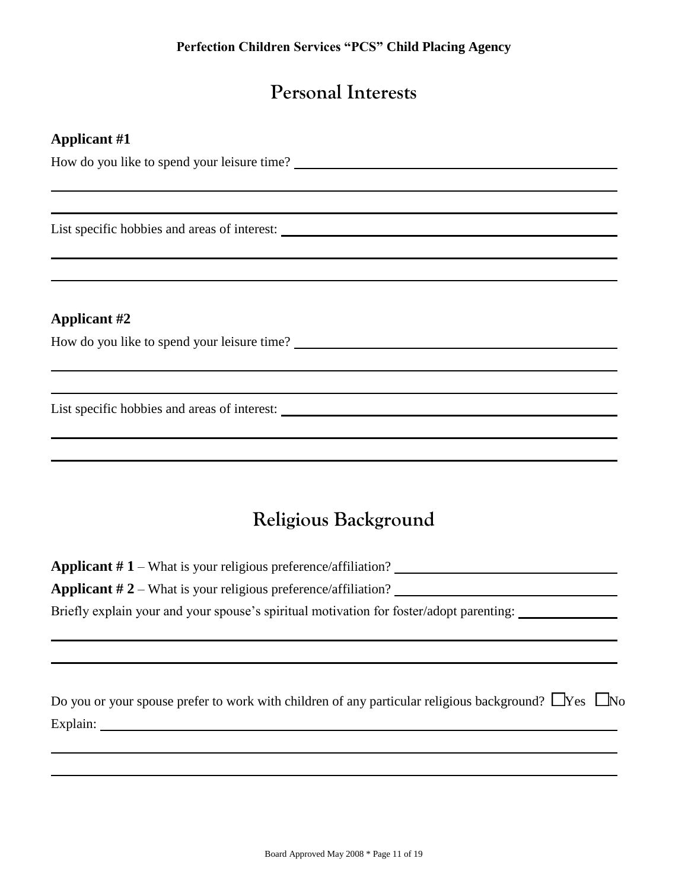## Personal Interests

**Applicant #1**

How do you like to spend your leisure time? ______________________________________________

______________________________________________________________________________

______________________________________________________________________________

List specific hobbies and areas of interest: ______________________________________________

______________________________________________________________________________

______________________________________________________________________________

**Applicant #2**

How do you like to spend your leisure time? ______________________________________________

______________________________________________________________________________

______________________________________________________________________________

List specific hobbies and areas of interest: ______________________________________________

______________________________________________________________________________

______________________________________________________________________________

## Religious Background

**Applicant # 1** – What is your religious preference/affiliation? ______________________________

**Applicant # 2** – What is your religious preference/affiliation? ______________________________

Briefly explain your and your spouse's spiritual motivation for foster/adopt parenting: ______________

______________________________________________________________________________

______________________________________________________________________________

Do you or your spouse prefer to work with children of any particular religious background? ☐Yes ☐No

Explain: _______________________________________________________________________

______________________________________________________________________________

______________________________________________________________________________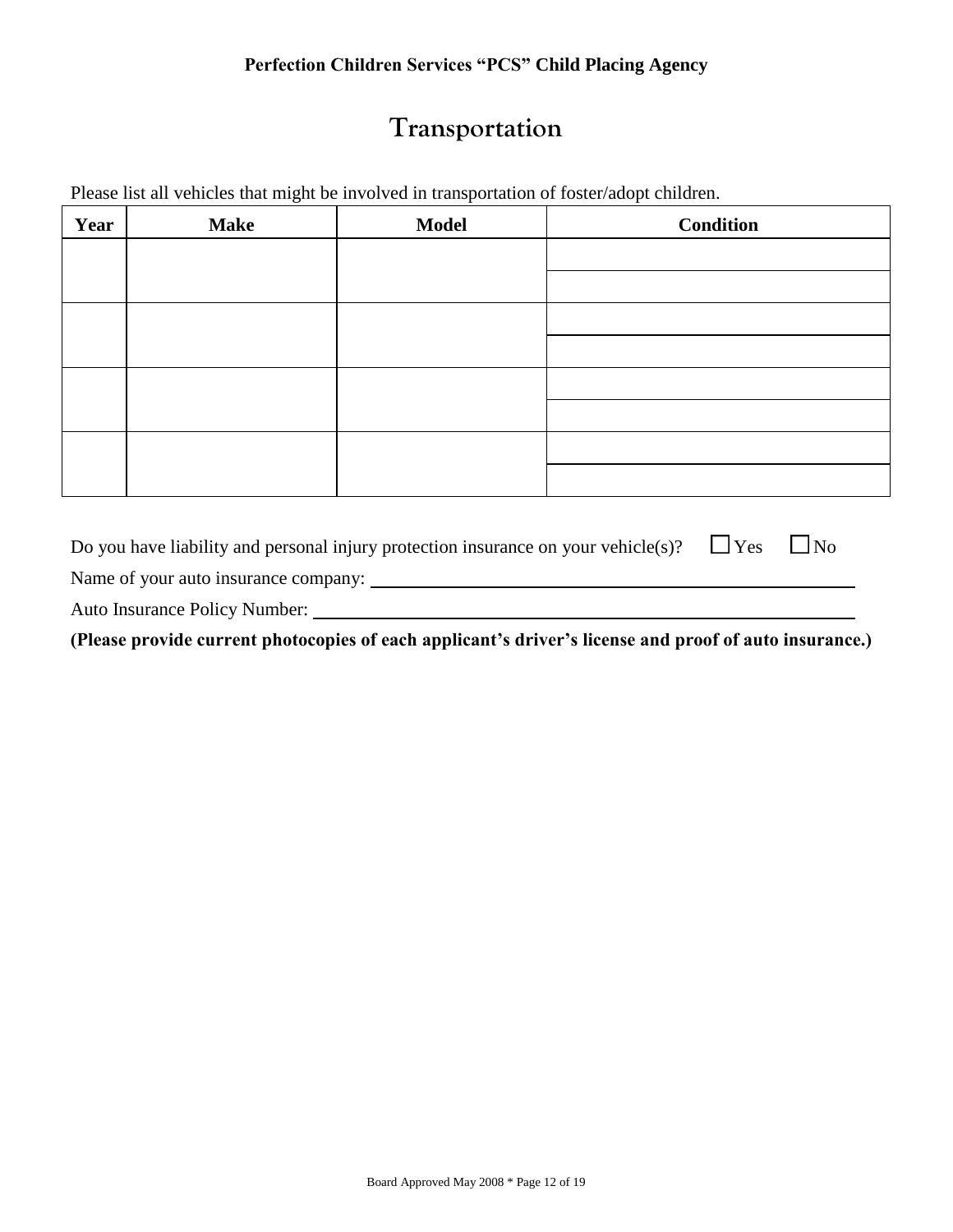**Perfection Children Services "PCS" Child Placing Agency**

# Transportation

Please list all vehicles that might be involved in transportation of foster/adopt children.

| Year | Make | Model | Condition |
|---|---|---|---|
| | | | |
| | | | |
| | | | |
| | | | |
| | | | |
| | | | |
| | | | |
| | | | |

Do you have liability and personal injury protection insurance on your vehicle(s)? ☐ Yes ☐ No

Name of your auto insurance company: ______________________________

Auto Insurance Policy Number: ______________________________

**(Please provide current photocopies of each applicant's driver's license and proof of auto insurance.)**

Board Approved May 2008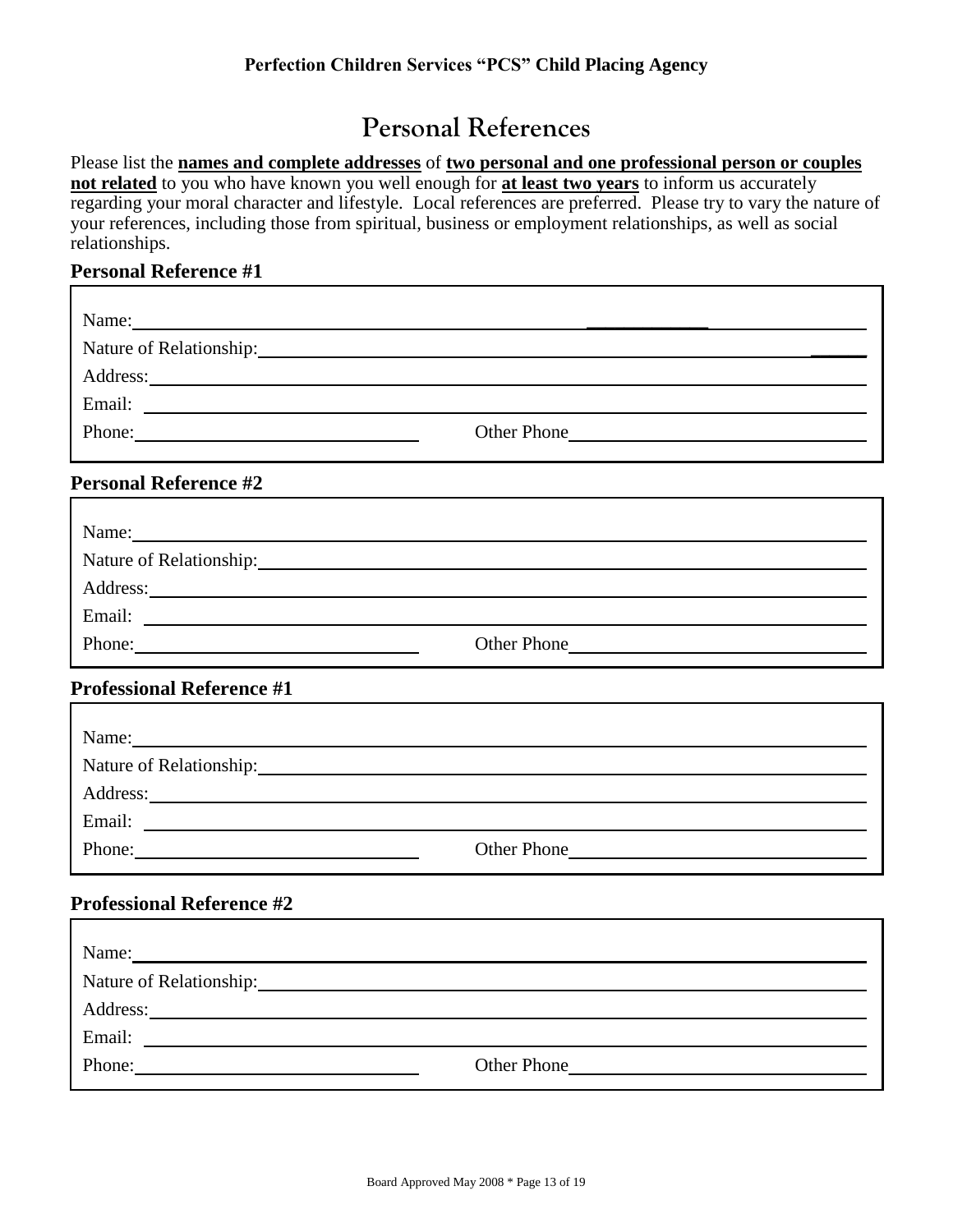**Perfection Children Services "PCS" Child Placing Agency**

# Personal References

Please list the **names and complete addresses** of **two personal and one professional person or couples not related** to you who have known you well enough for **at least two years** to inform us accurately regarding your moral character and lifestyle. Local references are preferred. Please try to vary the nature of your references, including those from spiritual, business or employment relationships, as well as social relationships.

## Personal Reference #1

Name: ______________________________

Nature of Relationship: ______________________________

Address: ______________________________

Email: ______________________________

Phone: ______________________ Other Phone ______________________

## Personal Reference #2

Name: ______________________________

Nature of Relationship: ______________________________

Address: ______________________________

Email: ______________________________

Phone: ______________________ Other Phone ______________________

## Professional Reference #1

Name: ______________________________

Nature of Relationship: ______________________________

Address: ______________________________

Email: ______________________________

Phone: ______________________ Other Phone ______________________

## Professional Reference #2

Name: ______________________________

Nature of Relationship: ______________________________

Address: ______________________________

Email: ______________________________

Phone: ______________________ Other Phone ______________________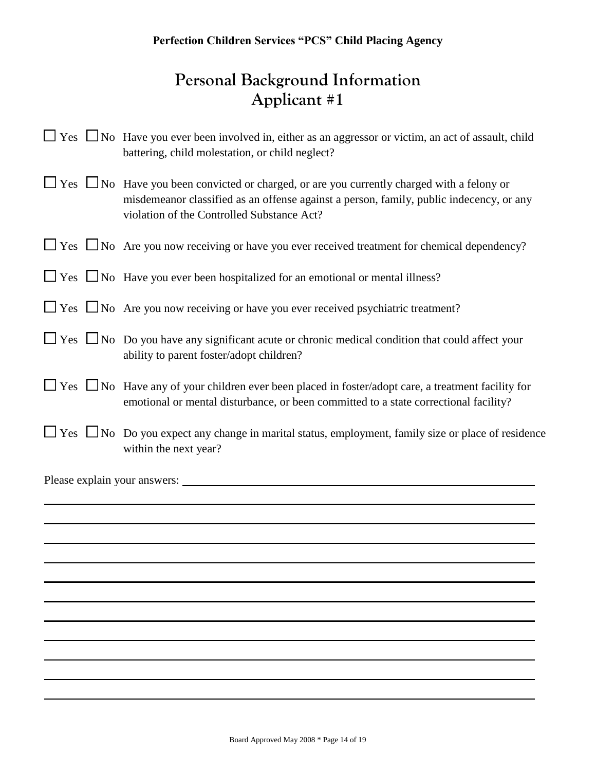**Perfection Children Services "PCS" Child Placing Agency**

# Personal Background Information
## Applicant #1

☐ Yes ☐ No Have you ever been involved in, either as an aggressor or victim, an act of assault, child battering, child molestation, or child neglect?

☐ Yes ☐ No Have you been convicted or charged, or are you currently charged with a felony or misdemeanor classified as an offense against a person, family, public indecency, or any violation of the Controlled Substance Act?

☐ Yes ☐ No Are you now receiving or have you ever received treatment for chemical dependency?

☐ Yes ☐ No Have you ever been hospitalized for an emotional or mental illness?

☐ Yes ☐ No Are you now receiving or have you ever received psychiatric treatment?

☐ Yes ☐ No Do you have any significant acute or chronic medical condition that could affect your ability to parent foster/adopt children?

☐ Yes ☐ No Have any of your children ever been placed in foster/adopt care, a treatment facility for emotional or mental disturbance, or been committed to a state correctional facility?

☐ Yes ☐ No Do you expect any change in marital status, employment, family size or place of residence within the next year?

Please explain your answers: ____________________________________________

________________________________________________________________

________________________________________________________________

________________________________________________________________

________________________________________________________________

________________________________________________________________

________________________________________________________________

________________________________________________________________

________________________________________________________________

________________________________________________________________

________________________________________________________________

________________________________________________________________

Board Approved May 2008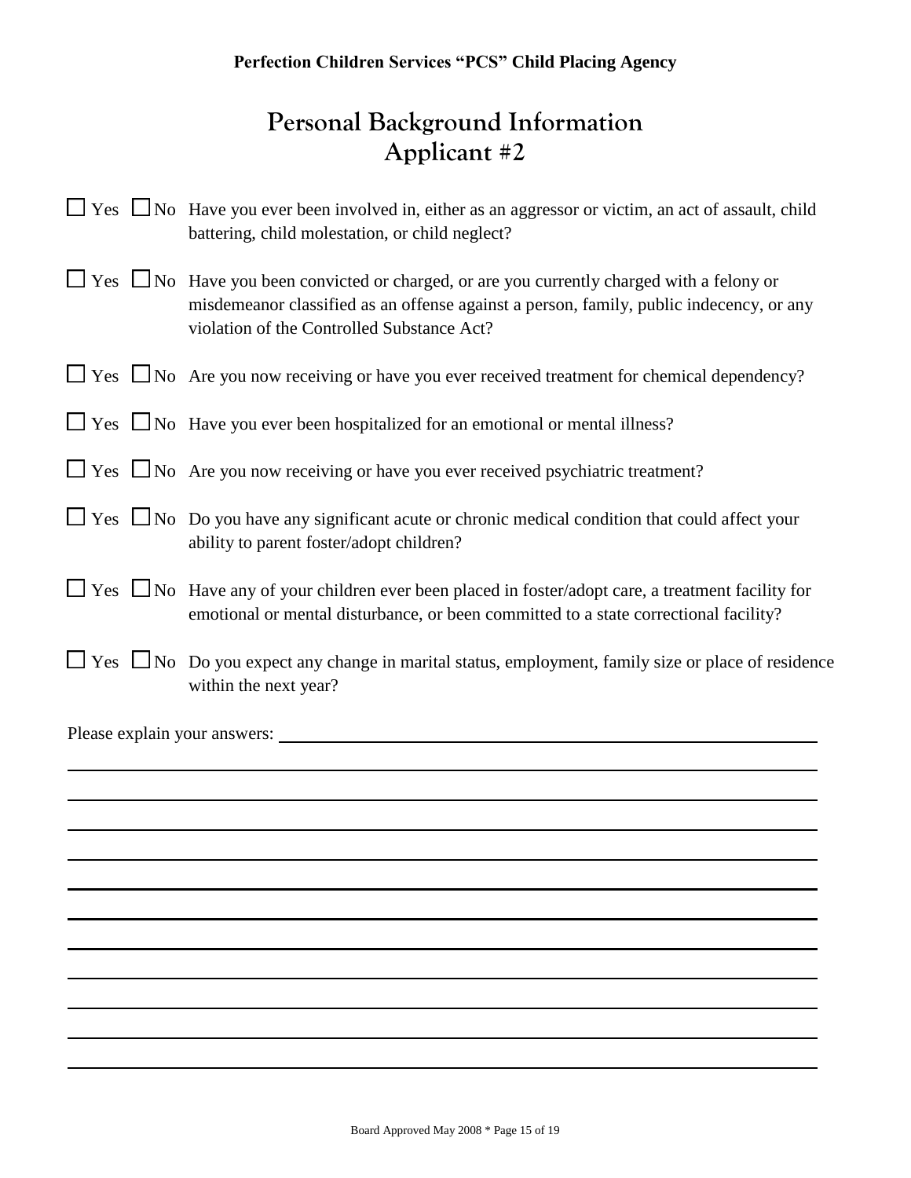**Perfection Children Services "PCS" Child Placing Agency**

# Personal Background Information
## Applicant #2

☐ Yes ☐ No Have you ever been involved in, either as an aggressor or victim, an act of assault, child battering, child molestation, or child neglect?

☐ Yes ☐ No Have you been convicted or charged, or are you currently charged with a felony or misdemeanor classified as an offense against a person, family, public indecency, or any violation of the Controlled Substance Act?

☐ Yes ☐ No Are you now receiving or have you ever received treatment for chemical dependency?

☐ Yes ☐ No Have you ever been hospitalized for an emotional or mental illness?

☐ Yes ☐ No Are you now receiving or have you ever received psychiatric treatment?

☐ Yes ☐ No Do you have any significant acute or chronic medical condition that could affect your ability to parent foster/adopt children?

☐ Yes ☐ No Have any of your children ever been placed in foster/adopt care, a treatment facility for emotional or mental disturbance, or been committed to a state correctional facility?

☐ Yes ☐ No Do you expect any change in marital status, employment, family size or place of residence within the next year?

Please explain your answers: ______________________________________________________________

______________________________________________________________

______________________________________________________________

______________________________________________________________

______________________________________________________________

______________________________________________________________

______________________________________________________________

______________________________________________________________

______________________________________________________________

______________________________________________________________

______________________________________________________________

______________________________________________________________

Board Approved May 2008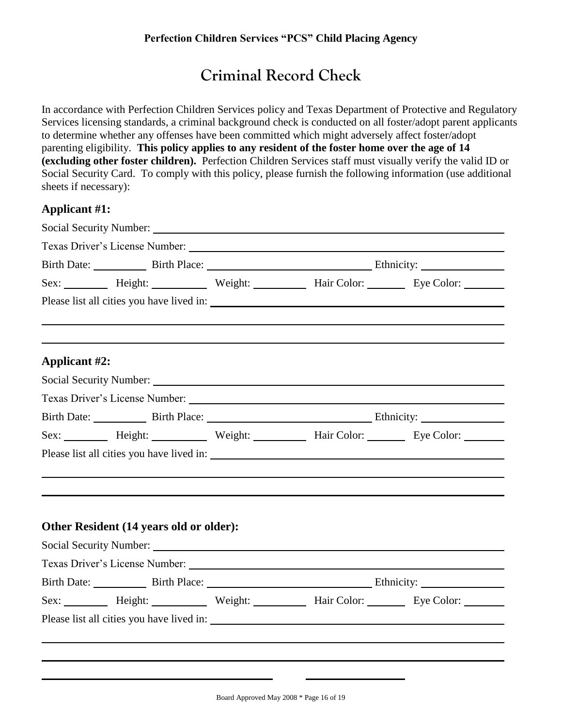**Perfection Children Services "PCS" Child Placing Agency**

# Criminal Record Check

In accordance with Perfection Children Services policy and Texas Department of Protective and Regulatory Services licensing standards, a criminal background check is conducted on all foster/adopt parent applicants to determine whether any offenses have been committed which might adversely affect foster/adopt parenting eligibility. **This policy applies to any resident of the foster home over the age of 14 (excluding other foster children).** Perfection Children Services staff must visually verify the valid ID or Social Security Card. To comply with this policy, please furnish the following information (use additional sheets if necessary):

## Applicant #1:

Social Security Number: ______________________________

Texas Driver's License Number: ______________________________

Birth Date: __________ Birth Place: ______________________ Ethnicity: ______________

Sex: ________ Height: __________ Weight: __________ Hair Color: _______ Eye Color: _______

Please list all cities you have lived in: ______________________________

______________________________

______________________________

## Applicant #2:

Social Security Number: ______________________________

Texas Driver's License Number: ______________________________

Birth Date: __________ Birth Place: ______________________ Ethnicity: ______________

Sex: ________ Height: __________ Weight: __________ Hair Color: _______ Eye Color: _______

Please list all cities you have lived in: ______________________________

______________________________

______________________________

## Other Resident (14 years old or older):

Social Security Number: ______________________________

Texas Driver's License Number: ______________________________

Birth Date: __________ Birth Place: ______________________ Ethnicity: ______________

Sex: ________ Height: __________ Weight: __________ Hair Color: _______ Eye Color: _______

Please list all cities you have lived in: ______________________________

______________________________

______________________________

______________________________ ______________

Board Approved May 2008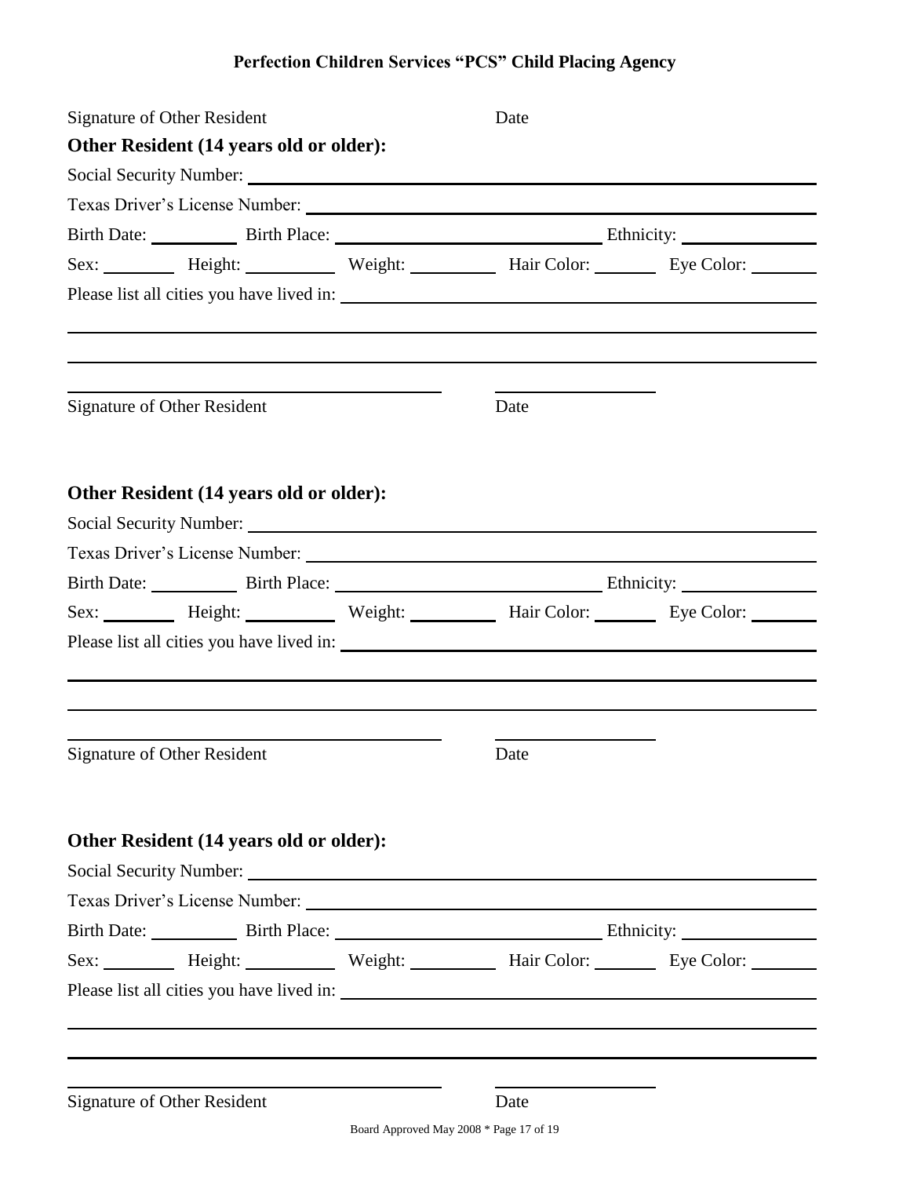Signature of Other Resident Date

**Other Resident (14 years old or older):**

Social Security Number: ______________________________

Texas Driver's License Number: ______________________________

Birth Date: __________ Birth Place: ______________________________ Ethnicity: ______________

Sex: ________ Height: __________ Weight: __________ Hair Color: _______ Eye Color: _______

Please list all cities you have lived in: ______________________________

______________________________

______________________________

______________________________ ______________

Signature of Other Resident Date

**Other Resident (14 years old or older):**

Social Security Number: ______________________________

Texas Driver's License Number: ______________________________

Birth Date: __________ Birth Place: ______________________________ Ethnicity: ______________

Sex: ________ Height: __________ Weight: __________ Hair Color: _______ Eye Color: _______

Please list all cities you have lived in: ______________________________

______________________________

______________________________

______________________________ ______________

Signature of Other Resident Date

**Other Resident (14 years old or older):**

Social Security Number: ______________________________

Texas Driver's License Number: ______________________________

Birth Date: __________ Birth Place: ______________________________ Ethnicity: ______________

Sex: ________ Height: __________ Weight: __________ Hair Color: _______ Eye Color: _______

Please list all cities you have lived in: ______________________________

______________________________

______________________________

______________________________ ______________

Signature of Other Resident Date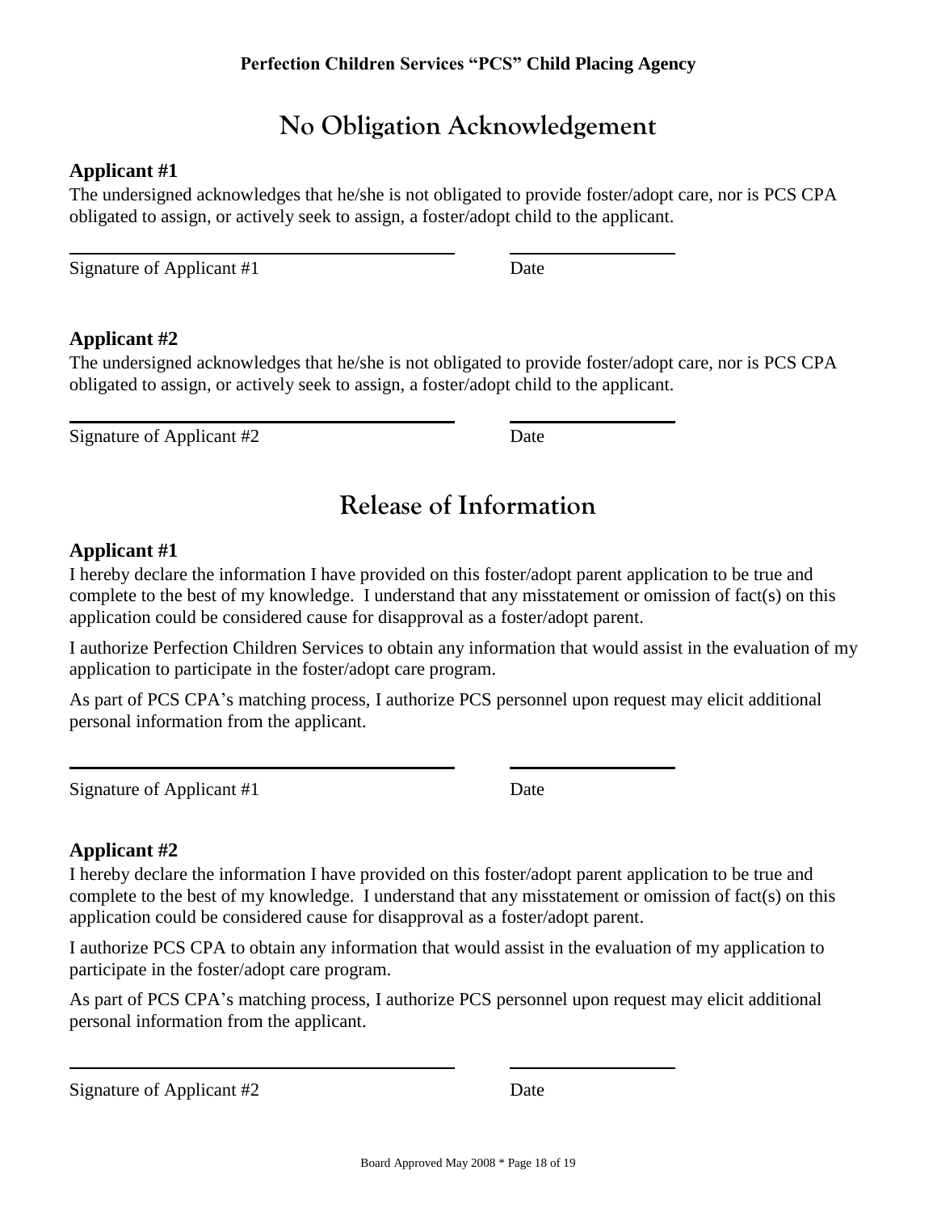**Perfection Children Services "PCS" Child Placing Agency**

# No Obligation Acknowledgement

**Applicant #1**

The undersigned acknowledges that he/she is not obligated to provide foster/adopt care, nor is PCS CPA obligated to assign, or actively seek to assign, a foster/adopt child to the applicant.

______________________________ ______________

Signature of Applicant #1 Date

**Applicant #2**

The undersigned acknowledges that he/she is not obligated to provide foster/adopt care, nor is PCS CPA obligated to assign, or actively seek to assign, a foster/adopt child to the applicant.

______________________________ ______________

Signature of Applicant #2 Date

# Release of Information

**Applicant #1**

I hereby declare the information I have provided on this foster/adopt parent application to be true and complete to the best of my knowledge. I understand that any misstatement or omission of fact(s) on this application could be considered cause for disapproval as a foster/adopt parent.

I authorize Perfection Children Services to obtain any information that would assist in the evaluation of my application to participate in the foster/adopt care program.

As part of PCS CPA's matching process, I authorize PCS personnel upon request may elicit additional personal information from the applicant.

______________________________ ______________

Signature of Applicant #1 Date

**Applicant #2**

I hereby declare the information I have provided on this foster/adopt parent application to be true and complete to the best of my knowledge. I understand that any misstatement or omission of fact(s) on this application could be considered cause for disapproval as a foster/adopt parent.

I authorize PCS CPA to obtain any information that would assist in the evaluation of my application to participate in the foster/adopt care program.

As part of PCS CPA's matching process, I authorize PCS personnel upon request may elicit additional personal information from the applicant.

______________________________ ______________

Signature of Applicant #2 Date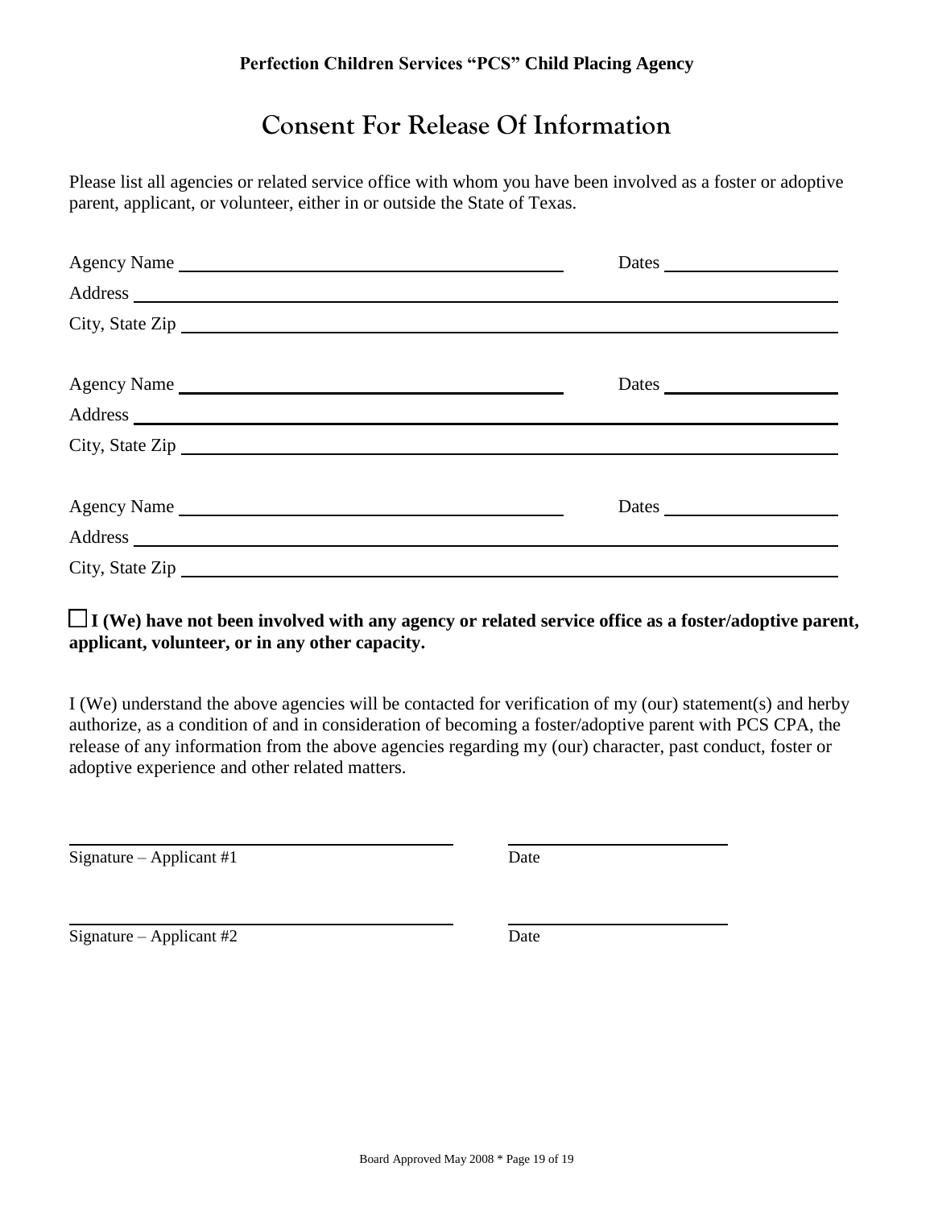**Perfection Children Services "PCS" Child Placing Agency**

# Consent For Release Of Information

Please list all agencies or related service office with whom you have been involved as a foster or adoptive parent, applicant, or volunteer, either in or outside the State of Texas.

Agency Name ________________________________ Dates ________________

Address ____________________________________________________________

City, State Zip _____________________________________________________

Agency Name ________________________________ Dates ________________

Address ____________________________________________________________

City, State Zip _____________________________________________________

Agency Name ________________________________ Dates ________________

Address ____________________________________________________________

City, State Zip _____________________________________________________

☐ **I (We) have not been involved with any agency or related service office as a foster/adoptive parent, applicant, volunteer, or in any other capacity.**

I (We) understand the above agencies will be contacted for verification of my (our) statement(s) and herby authorize, as a condition of and in consideration of becoming a foster/adoptive parent with PCS CPA, the release of any information from the above agencies regarding my (our) character, past conduct, foster or adoptive experience and other related matters.

________________________________ ________________

Signature – Applicant #1 Date

________________________________ ________________

Signature – Applicant #2 Date